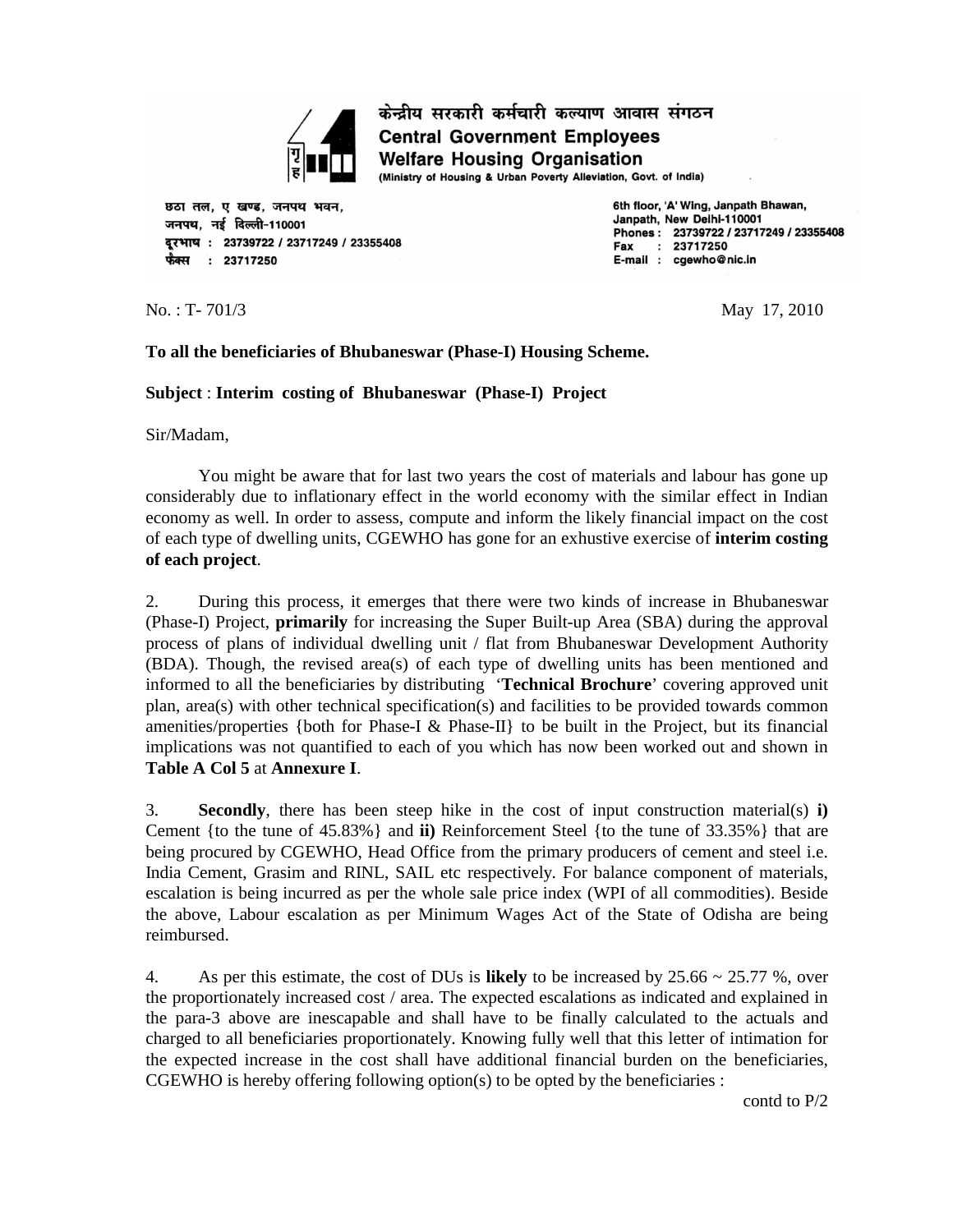केन्द्रीय सरकारी कर्मचारी कल्याण आवास संगठन

**Central Government Employees Welfare Housing Organisation**

(Ministry of Housing & Urban Poverty Alleviation, Govt. of India)

छठा तल, ए खण्ड, जनपथ भवन,
जनपथ, नई दिल्ली-110001
दूरभाष : 23739722 / 23717249 / 23355408
फैक्स : 23717250

6th floor, 'A' Wing, Janpath Bhawan,
Janpath, New Delhi-110001
Phones : 23739722 / 23717249 / 23355408
Fax : 23717250
E-mail : cgewho@nic.in

No. : T- 701/3 May 17, 2010

**To all the beneficiaries of Bhubaneswar (Phase-I) Housing Scheme.**

**Subject** : **Interim costing of Bhubaneswar (Phase-I) Project**

Sir/Madam,

You might be aware that for last two years the cost of materials and labour has gone up considerably due to inflationary effect in the world economy with the similar effect in Indian economy as well. In order to assess, compute and inform the likely financial impact on the cost of each type of dwelling units, CGEWHO has gone for an exhustive exercise of **interim costing of each project**.

2. During this process, it emerges that there were two kinds of increase in Bhubaneswar (Phase-I) Project, **primarily** for increasing the Super Built-up Area (SBA) during the approval process of plans of individual dwelling unit / flat from Bhubaneswar Development Authority (BDA). Though, the revised area(s) of each type of dwelling units has been mentioned and informed to all the beneficiaries by distributing '**Technical Brochure**' covering approved unit plan, area(s) with other technical specification(s) and facilities to be provided towards common amenities/properties {both for Phase-I & Phase-II} to be built in the Project, but its financial implications was not quantified to each of you which has now been worked out and shown in **Table A Col 5** at **Annexure I**.

3. **Secondly**, there has been steep hike in the cost of input construction material(s) **i)** Cement {to the tune of 45.83%} and **ii)** Reinforcement Steel {to the tune of 33.35%} that are being procured by CGEWHO, Head Office from the primary producers of cement and steel i.e. India Cement, Grasim and RINL, SAIL etc respectively. For balance component of materials, escalation is being incurred as per the whole sale price index (WPI of all commodities). Beside the above, Labour escalation as per Minimum Wages Act of the State of Odisha are being reimbursed.

4. As per this estimate, the cost of DUs is **likely** to be increased by 25.66 ~ 25.77 %, over the proportionately increased cost / area. The expected escalations as indicated and explained in the para-3 above are inescapable and shall have to be finally calculated to the actuals and charged to all beneficiaries proportionately. Knowing fully well that this letter of intimation for the expected increase in the cost shall have additional financial burden on the beneficiaries, CGEWHO is hereby offering following option(s) to be opted by the beneficiaries :

contd to P/2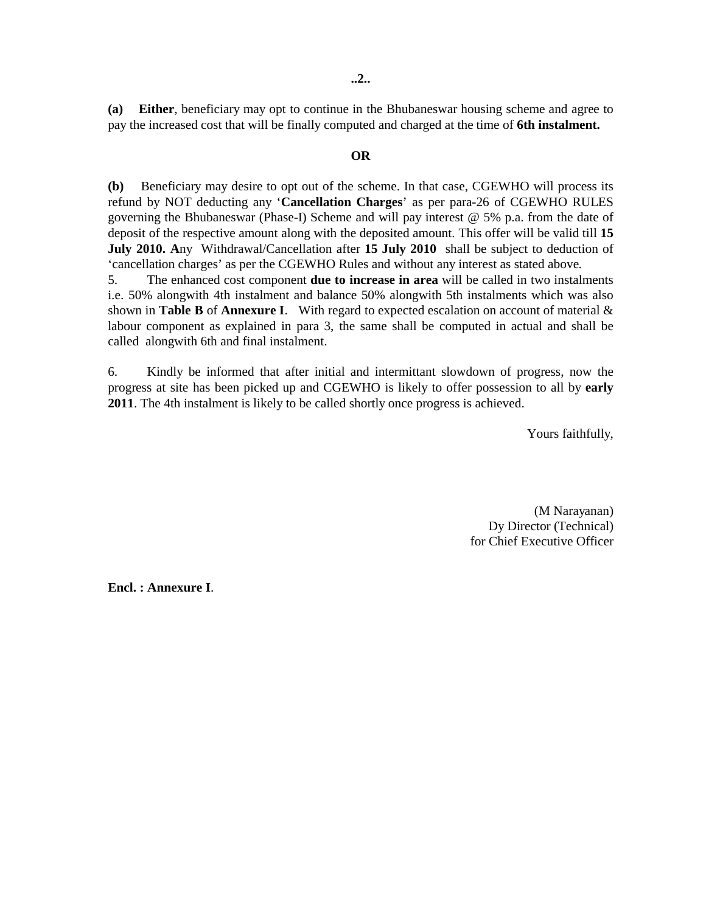**(a)** **Either**, beneficiary may opt to continue in the Bhubaneswar housing scheme and agree to pay the increased cost that will be finally computed and charged at the time of **6th instalment.**

**OR**

**(b)** Beneficiary may desire to opt out of the scheme. In that case, CGEWHO will process its refund by NOT deducting any '**Cancellation Charges**' as per para-26 of CGEWHO RULES governing the Bhubaneswar (Phase-I) Scheme and will pay interest @ 5% p.a. from the date of deposit of the respective amount along with the deposited amount. This offer will be valid till **15 July 2010. A**ny Withdrawal/Cancellation after **15 July 2010** shall be subject to deduction of 'cancellation charges' as per the CGEWHO Rules and without any interest as stated above.

5. The enhanced cost component **due to increase in area** will be called in two instalments i.e. 50% alongwith 4th instalment and balance 50% alongwith 5th instalments which was also shown in **Table B** of **Annexure I**. With regard to expected escalation on account of material & labour component as explained in para 3, the same shall be computed in actual and shall be called alongwith 6th and final instalment.

6. Kindly be informed that after initial and intermittant slowdown of progress, now the progress at site has been picked up and CGEWHO is likely to offer possession to all by **early 2011**. The 4th instalment is likely to be called shortly once progress is achieved.

Yours faithfully,

(M Narayanan)
Dy Director (Technical)
for Chief Executive Officer

**Encl. : Annexure I**.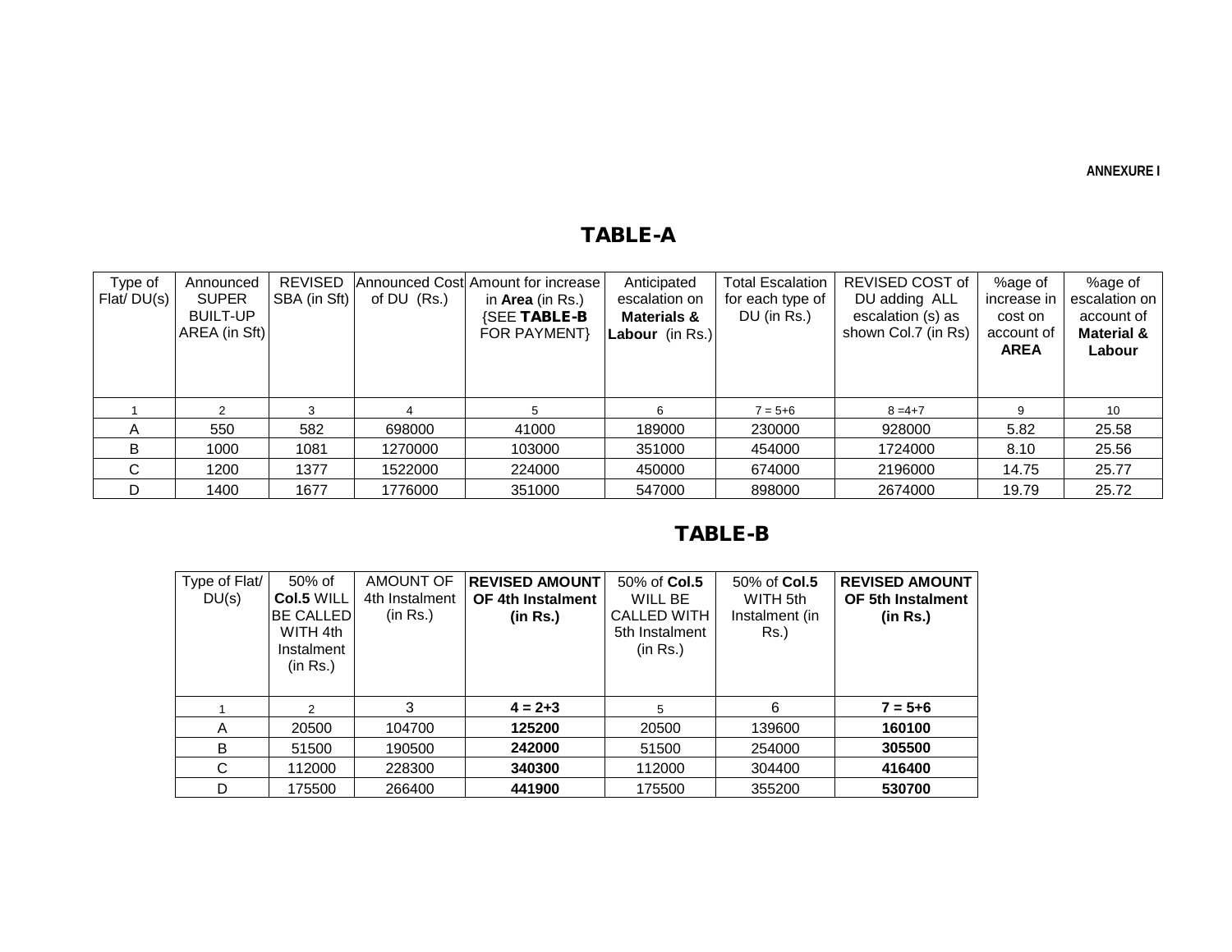**ANNEXURE I**

## TABLE-A

| Type of Flat/ DU(s) | Announced SUPER BUILT-UP AREA (in Sft) | REVISED SBA (in Sft) | Announced Cost of DU (Rs.) | Amount for increase in **Area** (in Rs.) {SEE **TABLE-B** FOR PAYMENT} | Anticipated escalation on **Materials & Labour** (in Rs.) | Total Escalation for each type of DU (in Rs.) | REVISED COST of DU adding ALL escalation (s) as shown Col.7 (in Rs) | %age of increase in cost on account of **AREA** | %age of escalation on account of **Material & Labour** |
|---|---|---|---|---|---|---|---|---|---|
| 1 | 2 | 3 | 4 | 5 | 6 | 7 = 5+6 | 8 =4+7 | 9 | 10 |
| A | 550 | 582 | 698000 | 41000 | 189000 | 230000 | 928000 | 5.82 | 25.58 |
| B | 1000 | 1081 | 1270000 | 103000 | 351000 | 454000 | 1724000 | 8.10 | 25.56 |
| C | 1200 | 1377 | 1522000 | 224000 | 450000 | 674000 | 2196000 | 14.75 | 25.77 |
| D | 1400 | 1677 | 1776000 | 351000 | 547000 | 898000 | 2674000 | 19.79 | 25.72 |

## TABLE-B

| Type of Flat/ DU(s) | 50% of **Col.5** WILL BE CALLED WITH 4th Instalment (in Rs.) | AMOUNT OF 4th Instalment (in Rs.) | **REVISED AMOUNT OF 4th Instalment (in Rs.)** | 50% of **Col.5** WILL BE CALLED WITH 5th Instalment (in Rs.) | 50% of **Col.5** WITH 5th Instalment (in Rs.) | **REVISED AMOUNT OF 5th Instalment (in Rs.)** |
|---|---|---|---|---|---|---|
| 1 | 2 | 3 | **4 = 2+3** | 5 | 6 | **7 = 5+6** |
| A | 20500 | 104700 | **125200** | 20500 | 139600 | **160100** |
| B | 51500 | 190500 | **242000** | 51500 | 254000 | **305500** |
| C | 112000 | 228300 | **340300** | 112000 | 304400 | **416400** |
| D | 175500 | 266400 | **441900** | 175500 | 355200 | **530700** |